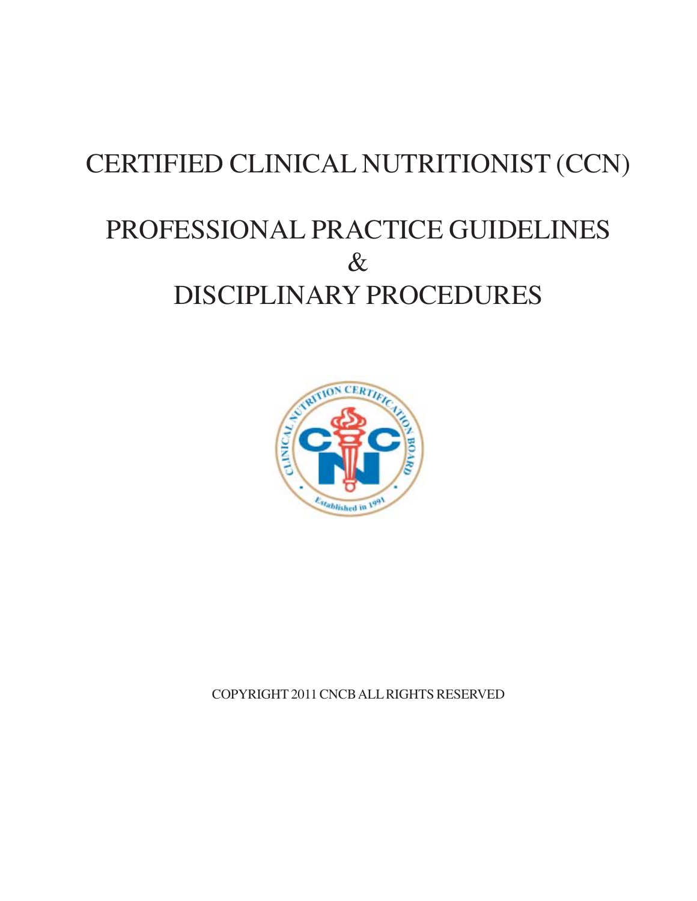# CERTIFIED CLINICAL NUTRITIONIST (CCN)

# PROFESSIONAL PRACTICE GUIDELINES & DISCIPLINARY PROCEDURES

COPYRIGHT 2011 CNCB ALL RIGHTS RESERVED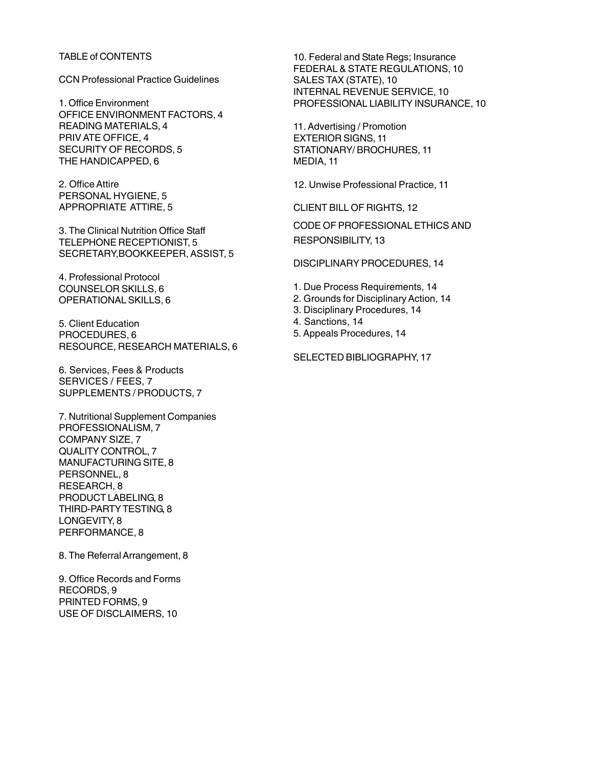# TABLE of CONTENTS

## CCN Professional Practice Guidelines

1. Office Environment
OFFICE ENVIRONMENT FACTORS, 4
READING MATERIALS, 4
PRIV ATE OFFICE, 4
SECURITY OF RECORDS, 5
THE HANDICAPPED, 6

2. Office Attire
PERSONAL HYGIENE, 5
APPROPRIATE ATTIRE, 5

3. The Clinical Nutrition Office Staff
TELEPHONE RECEPTIONIST, 5
SECRETARY,BOOKKEEPER, ASSIST, 5

4. Professional Protocol
COUNSELOR SKILLS, 6
OPERATIONAL SKILLS, 6

5. Client Education
PROCEDURES, 6
RESOURCE, RESEARCH MATERIALS, 6

6. Services, Fees & Products
SERVICES / FEES, 7
SUPPLEMENTS / PRODUCTS, 7

7. Nutritional Supplement Companies
PROFESSIONALISM, 7
COMPANY SIZE, 7
QUALITY CONTROL, 7
MANUFACTURING SITE, 8
PERSONNEL, 8
RESEARCH, 8
PRODUCT LABELING, 8
THIRD-PARTY TESTING, 8
LONGEVITY, 8
PERFORMANCE, 8

8. The Referral Arrangement, 8

9. Office Records and Forms
RECORDS, 9
PRINTED FORMS, 9
USE OF DISCLAIMERS, 10

10. Federal and State Regs; Insurance
FEDERAL & STATE REGULATIONS, 10
SALES TAX (STATE), 10
INTERNAL REVENUE SERVICE, 10
PROFESSIONAL LIABILITY INSURANCE, 10

11. Advertising / Promotion
EXTERIOR SIGNS, 11
STATIONARY/ BROCHURES, 11
MEDIA, 11

12. Unwise Professional Practice, 11

CLIENT BILL OF RIGHTS, 12

CODE OF PROFESSIONAL ETHICS AND RESPONSIBILITY, 13

DISCIPLINARY PROCEDURES, 14

1. Due Process Requirements, 14
2. Grounds for Disciplinary Action, 14
3. Disciplinary Procedures, 14
4. Sanctions, 14
5. Appeals Procedures, 14

SELECTED BIBLIOGRAPHY, 17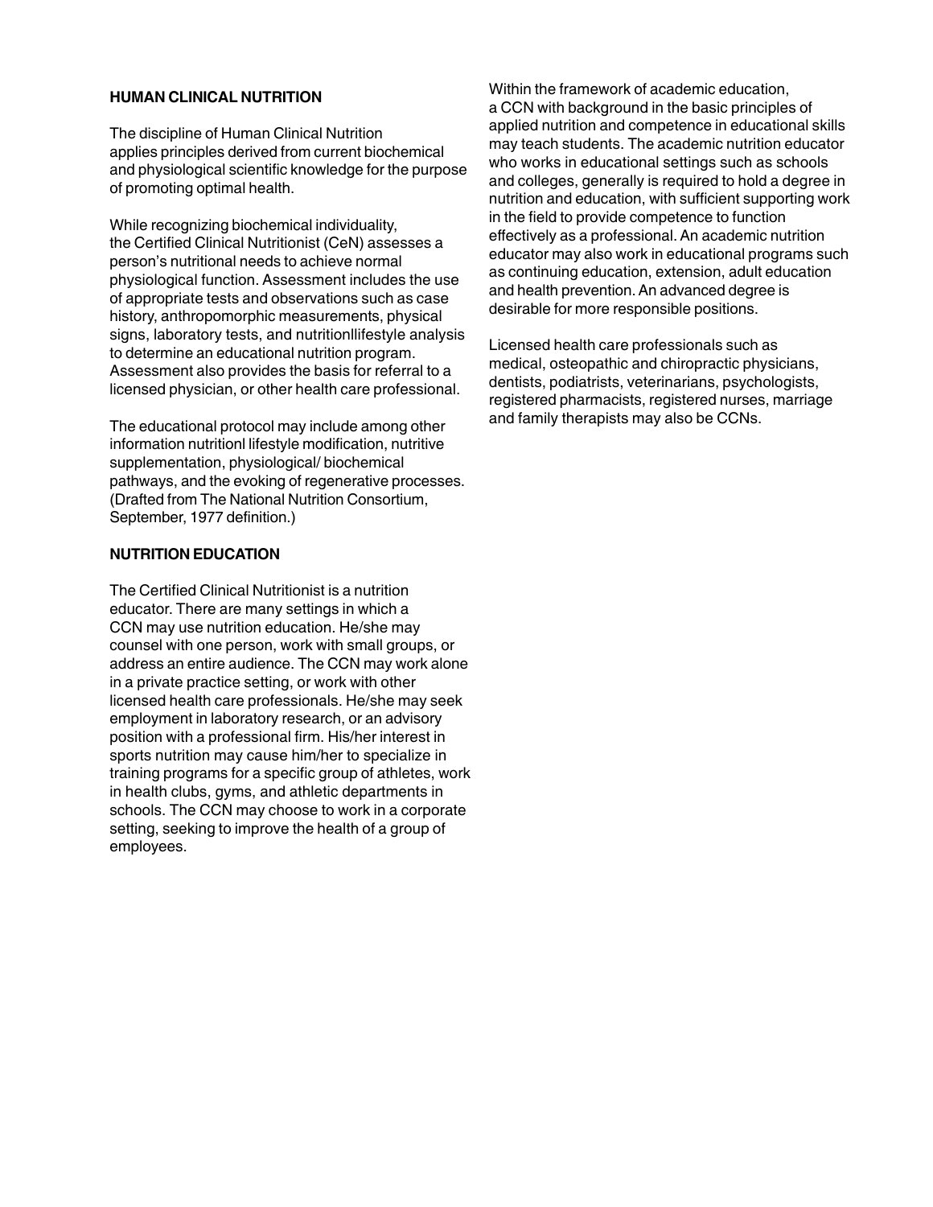## HUMAN CLINICAL NUTRITION

The discipline of Human Clinical Nutrition applies principles derived from current biochemical and physiological scientific knowledge for the purpose of promoting optimal health.

While recognizing biochemical individuality, the Certified Clinical Nutritionist (CeN) assesses a person's nutritional needs to achieve normal physiological function. Assessment includes the use of appropriate tests and observations such as case history, anthropomorphic measurements, physical signs, laboratory tests, and nutritionllifestyle analysis to determine an educational nutrition program. Assessment also provides the basis for referral to a licensed physician, or other health care professional.

The educational protocol may include among other information nutritionl lifestyle modification, nutritive supplementation, physiological/ biochemical pathways, and the evoking of regenerative processes. (Drafted from The National Nutrition Consortium, September, 1977 definition.)

## NUTRITION EDUCATION

The Certified Clinical Nutritionist is a nutrition educator. There are many settings in which a CCN may use nutrition education. He/she may counsel with one person, work with small groups, or address an entire audience. The CCN may work alone in a private practice setting, or work with other licensed health care professionals. He/she may seek employment in laboratory research, or an advisory position with a professional firm. His/her interest in sports nutrition may cause him/her to specialize in training programs for a specific group of athletes, work in health clubs, gyms, and athletic departments in schools. The CCN may choose to work in a corporate setting, seeking to improve the health of a group of employees.

Within the framework of academic education, a CCN with background in the basic principles of applied nutrition and competence in educational skills may teach students. The academic nutrition educator who works in educational settings such as schools and colleges, generally is required to hold a degree in nutrition and education, with sufficient supporting work in the field to provide competence to function effectively as a professional. An academic nutrition educator may also work in educational programs such as continuing education, extension, adult education and health prevention. An advanced degree is desirable for more responsible positions.

Licensed health care professionals such as medical, osteopathic and chiropractic physicians, dentists, podiatrists, veterinarians, psychologists, registered pharmacists, registered nurses, marriage and family therapists may also be CCNs.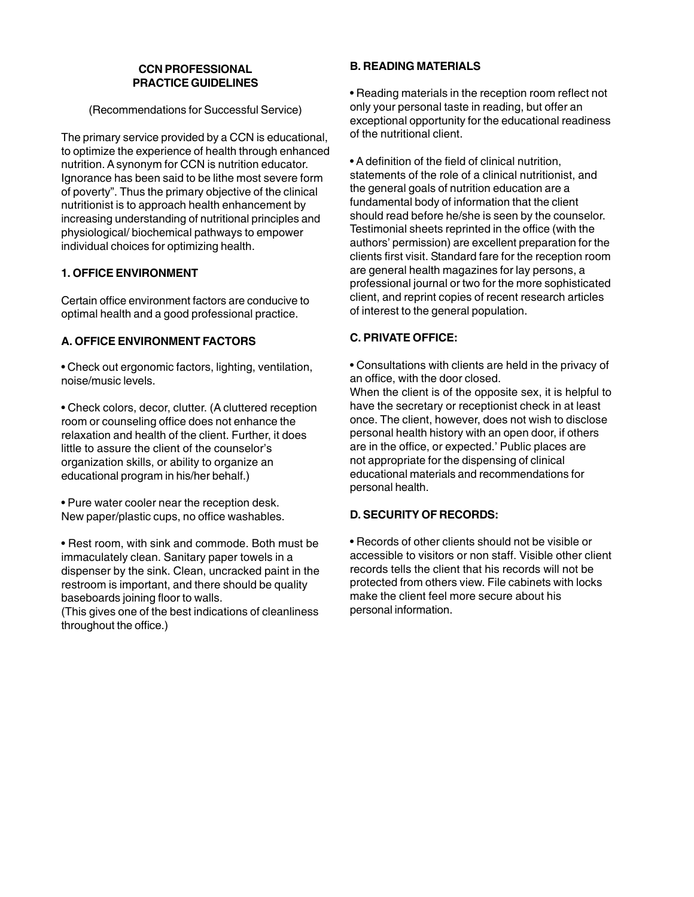# CCN PROFESSIONAL PRACTICE GUIDELINES

(Recommendations for Successful Service)

The primary service provided by a CCN is educational, to optimize the experience of health through enhanced nutrition. A synonym for CCN is nutrition educator. Ignorance has been said to be lithe most severe form of poverty". Thus the primary objective of the clinical nutritionist is to approach health enhancement by increasing understanding of nutritional principles and physiological/ biochemical pathways to empower individual choices for optimizing health.

## 1. OFFICE ENVIRONMENT

Certain office environment factors are conducive to optimal health and a good professional practice.

### A. OFFICE ENVIRONMENT FACTORS

• Check out ergonomic factors, lighting, ventilation, noise/music levels.

• Check colors, decor, clutter. (A cluttered reception room or counseling office does not enhance the relaxation and health of the client. Further, it does little to assure the client of the counselor's organization skills, or ability to organize an educational program in his/her behalf.)

• Pure water cooler near the reception desk. New paper/plastic cups, no office washables.

• Rest room, with sink and commode. Both must be immaculately clean. Sanitary paper towels in a dispenser by the sink. Clean, uncracked paint in the restroom is important, and there should be quality baseboards joining floor to walls.
(This gives one of the best indications of cleanliness throughout the office.)

### B. READING MATERIALS

• Reading materials in the reception room reflect not only your personal taste in reading, but offer an exceptional opportunity for the educational readiness of the nutritional client.

• A definition of the field of clinical nutrition, statements of the role of a clinical nutritionist, and the general goals of nutrition education are a fundamental body of information that the client should read before he/she is seen by the counselor. Testimonial sheets reprinted in the office (with the authors' permission) are excellent preparation for the clients first visit. Standard fare for the reception room are general health magazines for lay persons, a professional journal or two for the more sophisticated client, and reprint copies of recent research articles of interest to the general population.

### C. PRIVATE OFFICE:

• Consultations with clients are held in the privacy of an office, with the door closed.
When the client is of the opposite sex, it is helpful to have the secretary or receptionist check in at least once. The client, however, does not wish to disclose personal health history with an open door, if others are in the office, or expected.' Public places are not appropriate for the dispensing of clinical educational materials and recommendations for personal health.

### D. SECURITY OF RECORDS:

• Records of other clients should not be visible or accessible to visitors or non staff. Visible other client records tells the client that his records will not be protected from others view. File cabinets with locks make the client feel more secure about his personal information.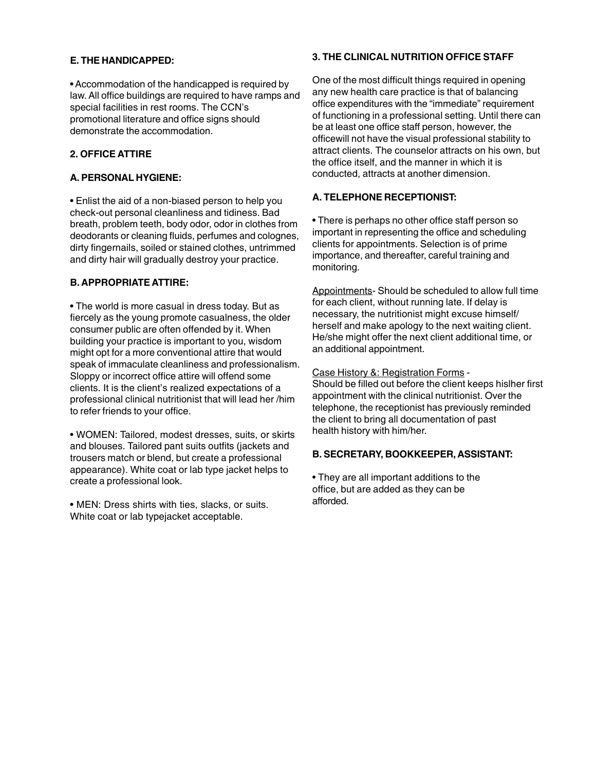**E. THE HANDICAPPED:**

• Accommodation of the handicapped is required by law. All office buildings are required to have ramps and special facilities in rest rooms. The CCN's promotional literature and office signs should demonstrate the accommodation.

**2. OFFICE ATTIRE**

**A. PERSONAL HYGIENE:**

• Enlist the aid of a non-biased person to help you check-out personal cleanliness and tidiness. Bad breath, problem teeth, body odor, odor in clothes from deodorants or cleaning fluids, perfumes and colognes, dirty fingernails, soiled or stained clothes, untrimmed and dirty hair will gradually destroy your practice.

**B. APPROPRIATE ATTIRE:**

• The world is more casual in dress today. But as fiercely as the young promote casualness, the older consumer public are often offended by it. When building your practice is important to you, wisdom might opt for a more conventional attire that would speak of immaculate cleanliness and professionalism. Sloppy or incorrect office attire will offend some clients. It is the client's realized expectations of a professional clinical nutritionist that will lead her /him to refer friends to your office.

• WOMEN: Tailored, modest dresses, suits, or skirts and blouses. Tailored pant suits outfits (jackets and trousers match or blend, but create a professional appearance). White coat or lab type jacket helps to create a professional look.

• MEN: Dress shirts with ties, slacks, or suits. White coat or lab typejacket acceptable.

**3. THE CLINICAL NUTRITION OFFICE STAFF**

One of the most difficult things required in opening any new health care practice is that of balancing office expenditures with the "immediate" requirement of functioning in a professional setting. Until there can be at least one office staff person, however, the officewill not have the visual professional stability to attract clients. The counselor attracts on his own, but the office itself, and the manner in which it is conducted, attracts at another dimension.

**A. TELEPHONE RECEPTIONIST:**

• There is perhaps no other office staff person so important in representing the office and scheduling clients for appointments. Selection is of prime importance, and thereafter, careful training and monitoring.

<u>Appointments</u>- Should be scheduled to allow full time for each client, without running late. If delay is necessary, the nutritionist might excuse himself/ herself and make apology to the next waiting client. He/she might offer the next client additional time, or an additional appointment.

<u>Case History &: Registration Forms</u> -
Should be filled out before the client keeps hislher first appointment with the clinical nutritionist. Over the telephone, the receptionist has previously reminded the client to bring all documentation of past health history with him/her.

**B. SECRETARY, BOOKKEEPER, ASSISTANT:**

• They are all important additions to the office, but are added as they can be afforded.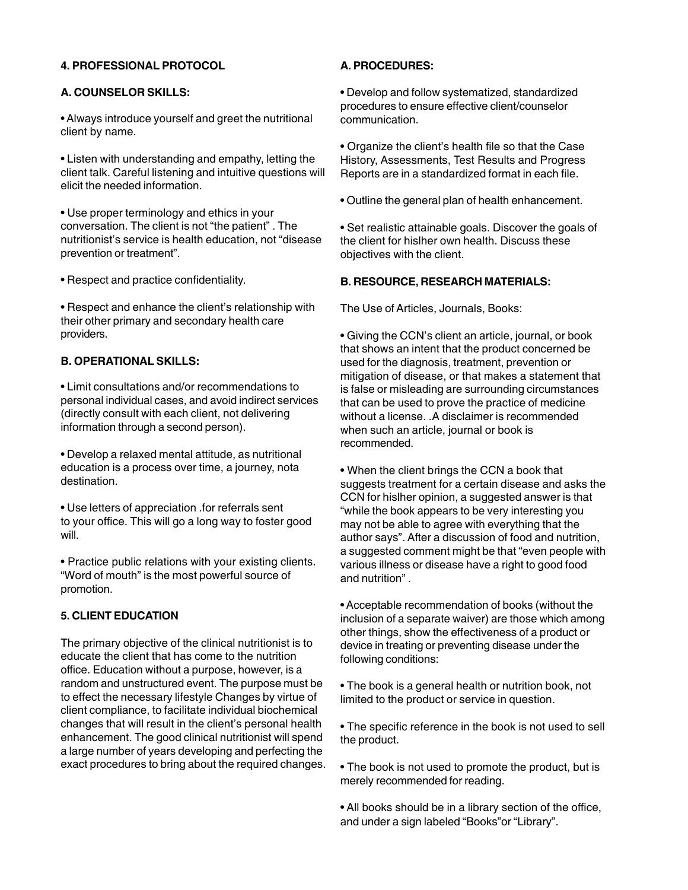## 4. PROFESSIONAL PROTOCOL

### A. COUNSELOR SKILLS:

- Always introduce yourself and greet the nutritional client by name.
- Listen with understanding and empathy, letting the client talk. Careful listening and intuitive questions will elicit the needed information.
- Use proper terminology and ethics in your conversation. The client is not "the patient" . The nutritionist's service is health education, not "disease prevention or treatment".
- Respect and practice confidentiality.
- Respect and enhance the client's relationship with their other primary and secondary health care providers.

### B. OPERATIONAL SKILLS:

- Limit consultations and/or recommendations to personal individual cases, and avoid indirect services (directly consult with each client, not delivering information through a second person).
- Develop a relaxed mental attitude, as nutritional education is a process over time, a journey, nota destination.
- Use letters of appreciation .for referrals sent to your office. This will go a long way to foster good will.
- Practice public relations with your existing clients. "Word of mouth" is the most powerful source of promotion.

## 5. CLIENT EDUCATION

The primary objective of the clinical nutritionist is to educate the client that has come to the nutrition office. Education without a purpose, however, is a random and unstructured event. The purpose must be to effect the necessary lifestyle Changes by virtue of client compliance, to facilitate individual biochemical changes that will result in the client's personal health enhancement. The good clinical nutritionist will spend a large number of years developing and perfecting the exact procedures to bring about the required changes.

### A. PROCEDURES:

- Develop and follow systematized, standardized procedures to ensure effective client/counselor communication.
- Organize the client's health file so that the Case History, Assessments, Test Results and Progress Reports are in a standardized format in each file.
- Outline the general plan of health enhancement.
- Set realistic attainable goals. Discover the goals of the client for hislher own health. Discuss these objectives with the client.

### B. RESOURCE, RESEARCH MATERIALS:

The Use of Articles, Journals, Books:

- Giving the CCN's client an article, journal, or book that shows an intent that the product concerned be used for the diagnosis, treatment, prevention or mitigation of disease, or that makes a statement that is false or misleading are surrounding circumstances that can be used to prove the practice of medicine without a license. .A disclaimer is recommended when such an article, journal or book is recommended.
- When the client brings the CCN a book that suggests treatment for a certain disease and asks the CCN for hislher opinion, a suggested answer is that "while the book appears to be very interesting you may not be able to agree with everything that the author says". After a discussion of food and nutrition, a suggested comment might be that "even people with various illness or disease have a right to good food and nutrition" .
- Acceptable recommendation of books (without the inclusion of a separate waiver) are those which among other things, show the effectiveness of a product or device in treating or preventing disease under the following conditions:
- The book is a general health or nutrition book, not limited to the product or service in question.
- The specific reference in the book is not used to sell the product.
- The book is not used to promote the product, but is merely recommended for reading.
- All books should be in a library section of the office, and under a sign labeled "Books"or "Library".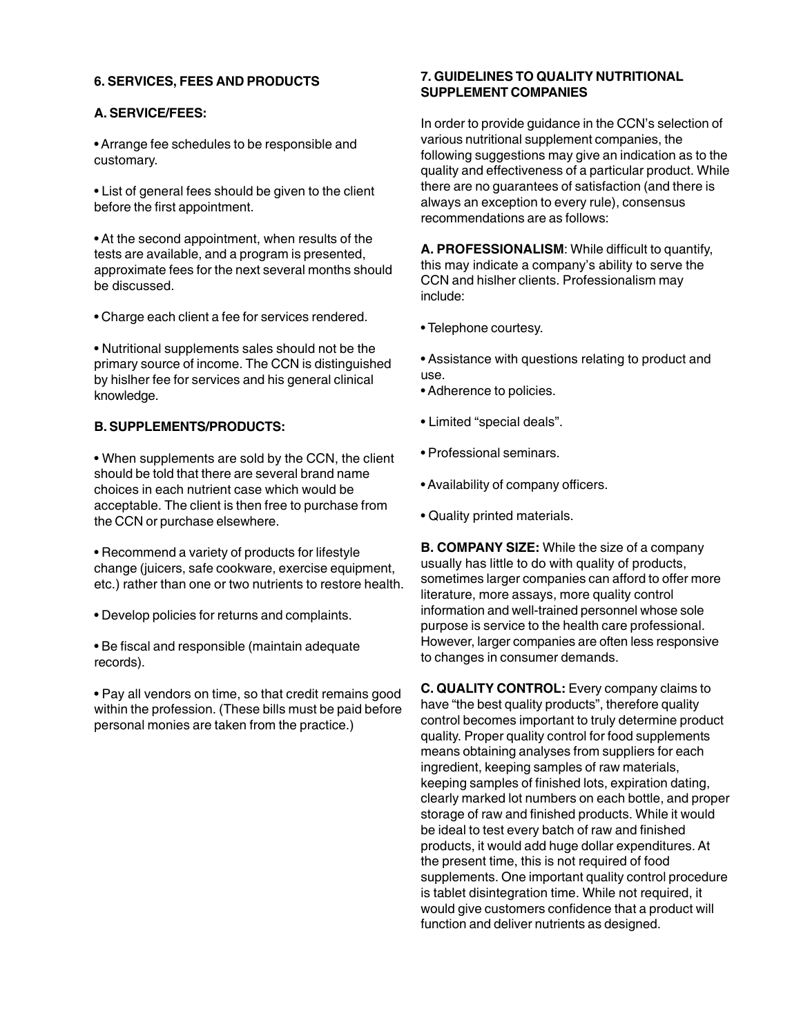### 6. SERVICES, FEES AND PRODUCTS

#### A. SERVICE/FEES:

- Arrange fee schedules to be responsible and customary.

- List of general fees should be given to the client before the first appointment.

- At the second appointment, when results of the tests are available, and a program is presented, approximate fees for the next several months should be discussed.

- Charge each client a fee for services rendered.

- Nutritional supplements sales should not be the primary source of income. The CCN is distinguished by hislher fee for services and his general clinical knowledge.

#### B. SUPPLEMENTS/PRODUCTS:

- When supplements are sold by the CCN, the client should be told that there are several brand name choices in each nutrient case which would be acceptable. The client is then free to purchase from the CCN or purchase elsewhere.

- Recommend a variety of products for lifestyle change (juicers, safe cookware, exercise equipment, etc.) rather than one or two nutrients to restore health.

- Develop policies for returns and complaints.

- Be fiscal and responsible (maintain adequate records).

- Pay all vendors on time, so that credit remains good within the profession. (These bills must be paid before personal monies are taken from the practice.)

### 7. GUIDELINES TO QUALITY NUTRITIONAL SUPPLEMENT COMPANIES

In order to provide guidance in the CCN's selection of various nutritional supplement companies, the following suggestions may give an indication as to the quality and effectiveness of a particular product. While there are no guarantees of satisfaction (and there is always an exception to every rule), consensus recommendations are as follows:

**A. PROFESSIONALISM**: While difficult to quantify, this may indicate a company's ability to serve the CCN and hislher clients. Professionalism may include:

- Telephone courtesy.

- Assistance with questions relating to product and use.
- Adherence to policies.

- Limited "special deals".

- Professional seminars.

- Availability of company officers.

- Quality printed materials.

**B. COMPANY SIZE:** While the size of a company usually has little to do with quality of products, sometimes larger companies can afford to offer more literature, more assays, more quality control information and well-trained personnel whose sole purpose is service to the health care professional. However, larger companies are often less responsive to changes in consumer demands.

**C. QUALITY CONTROL:** Every company claims to have "the best quality products", therefore quality control becomes important to truly determine product quality. Proper quality control for food supplements means obtaining analyses from suppliers for each ingredient, keeping samples of raw materials, keeping samples of finished lots, expiration dating, clearly marked lot numbers on each bottle, and proper storage of raw and finished products. While it would be ideal to test every batch of raw and finished products, it would add huge dollar expenditures. At the present time, this is not required of food supplements. One important quality control procedure is tablet disintegration time. While not required, it would give customers confidence that a product will function and deliver nutrients as designed.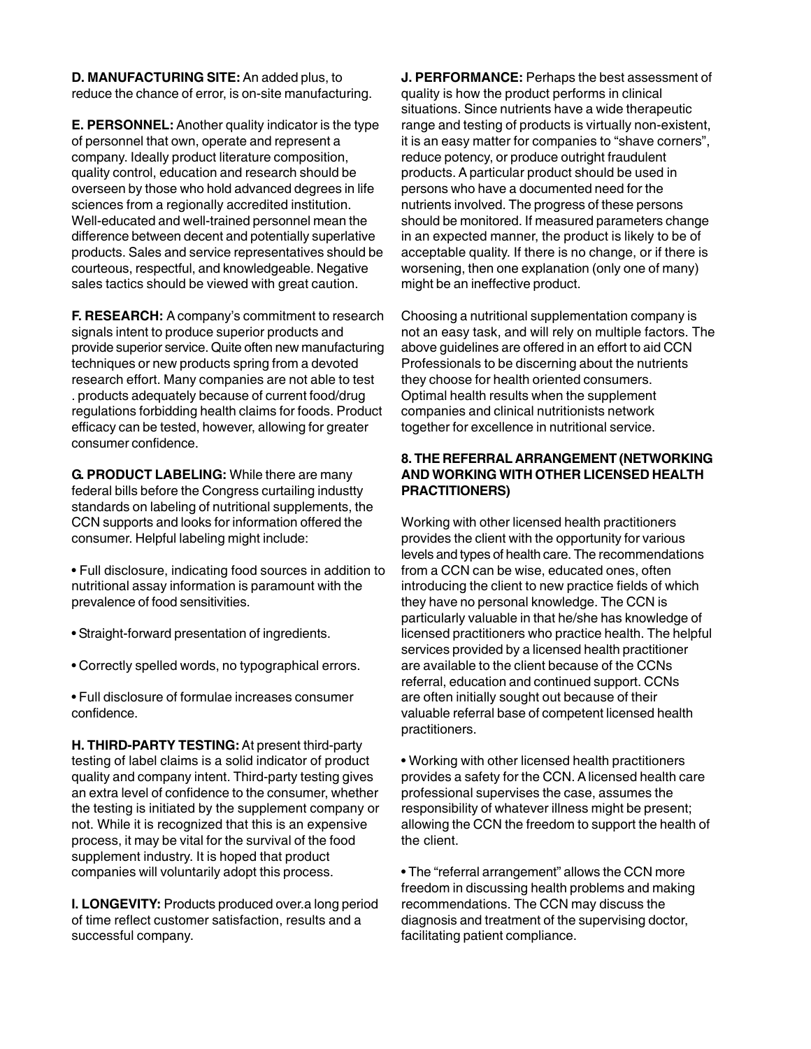**D. MANUFACTURING SITE:** An added plus, to reduce the chance of error, is on-site manufacturing.

**E. PERSONNEL:** Another quality indicator is the type of personnel that own, operate and represent a company. Ideally product literature composition, quality control, education and research should be overseen by those who hold advanced degrees in life sciences from a regionally accredited institution. Well-educated and well-trained personnel mean the difference between decent and potentially superlative products. Sales and service representatives should be courteous, respectful, and knowledgeable. Negative sales tactics should be viewed with great caution.

**F. RESEARCH:** A company's commitment to research signals intent to produce superior products and provide superior service. Quite often new manufacturing techniques or new products spring from a devoted research effort. Many companies are not able to test . products adequately because of current food/drug regulations forbidding health claims for foods. Product efficacy can be tested, however, allowing for greater consumer confidence.

**G. PRODUCT LABELING:** While there are many federal bills before the Congress curtailing industty standards on labeling of nutritional supplements, the CCN supports and looks for information offered the consumer. Helpful labeling might include:

- Full disclosure, indicating food sources in addition to nutritional assay information is paramount with the prevalence of food sensitivities.
- Straight-forward presentation of ingredients.
- Correctly spelled words, no typographical errors.
- Full disclosure of formulae increases consumer confidence.

**H. THIRD-PARTY TESTING:** At present third-party testing of label claims is a solid indicator of product quality and company intent. Third-party testing gives an extra level of confidence to the consumer, whether the testing is initiated by the supplement company or not. While it is recognized that this is an expensive process, it may be vital for the survival of the food supplement industry. It is hoped that product companies will voluntarily adopt this process.

**I. LONGEVITY:** Products produced over.a long period of time reflect customer satisfaction, results and a successful company.

**J. PERFORMANCE:** Perhaps the best assessment of quality is how the product performs in clinical situations. Since nutrients have a wide therapeutic range and testing of products is virtually non-existent, it is an easy matter for companies to "shave corners", reduce potency, or produce outright fraudulent products. A particular product should be used in persons who have a documented need for the nutrients involved. The progress of these persons should be monitored. If measured parameters change in an expected manner, the product is likely to be of acceptable quality. If there is no change, or if there is worsening, then one explanation (only one of many) might be an ineffective product.

Choosing a nutritional supplementation company is not an easy task, and will rely on multiple factors. The above guidelines are offered in an effort to aid CCN Professionals to be discerning about the nutrients they choose for health oriented consumers. Optimal health results when the supplement companies and clinical nutritionists network together for excellence in nutritional service.

## 8. THE REFERRAL ARRANGEMENT (NETWORKING AND WORKING WITH OTHER LICENSED HEALTH PRACTITIONERS)

Working with other licensed health practitioners provides the client with the opportunity for various levels and types of health care. The recommendations from a CCN can be wise, educated ones, often introducing the client to new practice fields of which they have no personal knowledge. The CCN is particularly valuable in that he/she has knowledge of licensed practitioners who practice health. The helpful services provided by a licensed health practitioner are available to the client because of the CCNs referral, education and continued support. CCNs are often initially sought out because of their valuable referral base of competent licensed health practitioners.

- Working with other licensed health practitioners provides a safety for the CCN. A licensed health care professional supervises the case, assumes the responsibility of whatever illness might be present; allowing the CCN the freedom to support the health of the client.
- The "referral arrangement" allows the CCN more freedom in discussing health problems and making recommendations. The CCN may discuss the diagnosis and treatment of the supervising doctor, facilitating patient compliance.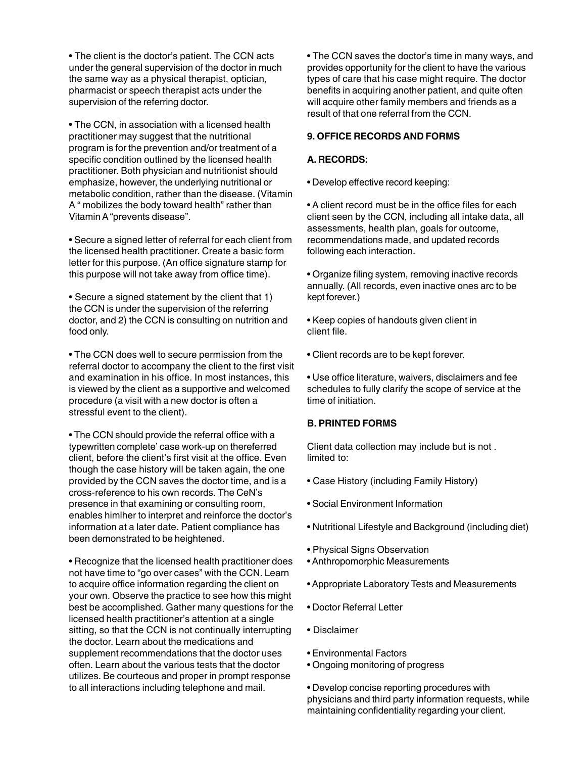• The client is the doctor's patient. The CCN acts under the general supervision of the doctor in much the same way as a physical therapist, optician, pharmacist or speech therapist acts under the supervision of the referring doctor.

• The CCN, in association with a licensed health practitioner may suggest that the nutritional program is for the prevention and/or treatment of a specific condition outlined by the licensed health practitioner. Both physician and nutritionist should emphasize, however, the underlying nutritional or metabolic condition, rather than the disease. (Vitamin A " mobilizes the body toward health" rather than Vitamin A "prevents disease".

• Secure a signed letter of referral for each client from the licensed health practitioner. Create a basic form letter for this purpose. (An office signature stamp for this purpose will not take away from office time).

• Secure a signed statement by the client that 1) the CCN is under the supervision of the referring doctor, and 2) the CCN is consulting on nutrition and food only.

• The CCN does well to secure permission from the referral doctor to accompany the client to the first visit and examination in his office. In most instances, this is viewed by the client as a supportive and welcomed procedure (a visit with a new doctor is often a stressful event to the client).

• The CCN should provide the referral office with a typewritten complete' case work-up on thereferred client, before the client's first visit at the office. Even though the case history will be taken again, the one provided by the CCN saves the doctor time, and is a cross-reference to his own records. The CeN's presence in that examining or consulting room, enables himlher to interpret and reinforce the doctor's information at a later date. Patient compliance has been demonstrated to be heightened.

• Recognize that the licensed health practitioner does not have time to "go over cases" with the CCN. Learn to acquire office information regarding the client on your own. Observe the practice to see how this might best be accomplished. Gather many questions for the licensed health practitioner's attention at a single sitting, so that the CCN is not continually interrupting the doctor. Learn about the medications and supplement recommendations that the doctor uses often. Learn about the various tests that the doctor utilizes. Be courteous and proper in prompt response to all interactions including telephone and mail.

• The CCN saves the doctor's time in many ways, and provides opportunity for the client to have the various types of care that his case might require. The doctor benefits in acquiring another patient, and quite often will acquire other family members and friends as a result of that one referral from the CCN.

**9. OFFICE RECORDS AND FORMS**

**A. RECORDS:**

• Develop effective record keeping:

• A client record must be in the office files for each client seen by the CCN, including all intake data, all assessments, health plan, goals for outcome, recommendations made, and updated records following each interaction.

• Organize filing system, removing inactive records annually. (All records, even inactive ones arc to be kept forever.)

• Keep copies of handouts given client in client file.

• Client records are to be kept forever.

• Use office literature, waivers, disclaimers and fee schedules to fully clarify the scope of service at the time of initiation.

**B. PRINTED FORMS**

Client data collection may include but is not . limited to:

• Case History (including Family History)

• Social Environment Information

• Nutritional Lifestyle and Background (including diet)

• Physical Signs Observation
• Anthropomorphic Measurements

• Appropriate Laboratory Tests and Measurements

• Doctor Referral Letter

• Disclaimer

• Environmental Factors
• Ongoing monitoring of progress

• Develop concise reporting procedures with physicians and third party information requests, while maintaining confidentiality regarding your client.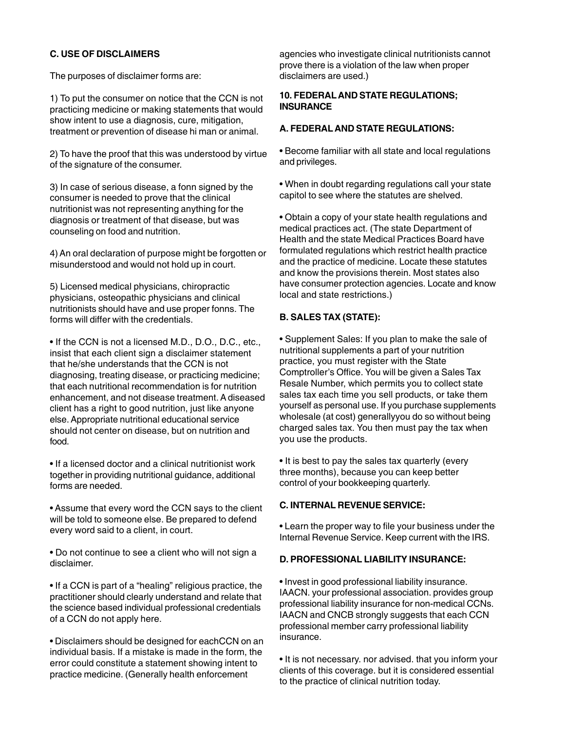**C. USE OF DISCLAIMERS**

The purposes of disclaimer forms are:

1) To put the consumer on notice that the CCN is not practicing medicine or making statements that would show intent to use a diagnosis, cure, mitigation, treatment or prevention of disease hi man or animal.

2) To have the proof that this was understood by virtue of the signature of the consumer.

3) In case of serious disease, a fonn signed by the consumer is needed to prove that the clinical nutritionist was not representing anything for the diagnosis or treatment of that disease, but was counseling on food and nutrition.

4) An oral declaration of purpose might be forgotten or misunderstood and would not hold up in court.

5) Licensed medical physicians, chiropractic physicians, osteopathic physicians and clinical nutritionists should have and use proper fonns. The forms will differ with the credentials.

- If the CCN is not a licensed M.D., D.O., D.C., etc., insist that each client sign a disclaimer statement that he/she understands that the CCN is not diagnosing, treating disease, or practicing medicine; that each nutritional recommendation is for nutrition enhancement, and not disease treatment. A diseased client has a right to good nutrition, just like anyone else. Appropriate nutritional educational service should not center on disease, but on nutrition and food.

- If a licensed doctor and a clinical nutritionist work together in providing nutritional guidance, additional forms are needed.

- Assume that every word the CCN says to the client will be told to someone else. Be prepared to defend every word said to a client, in court.

- Do not continue to see a client who will not sign a disclaimer.

- If a CCN is part of a “healing” religious practice, the practitioner should clearly understand and relate that the science based individual professional credentials of a CCN do not apply here.

- Disclaimers should be designed for eachCCN on an individual basis. If a mistake is made in the form, the error could constitute a statement showing intent to practice medicine. (Generally health enforcement agencies who investigate clinical nutritionists cannot prove there is a violation of the law when proper disclaimers are used.)

**10. FEDERAL AND STATE REGULATIONS; INSURANCE**

**A. FEDERAL AND STATE REGULATIONS:**

- Become familiar with all state and local regulations and privileges.

- When in doubt regarding regulations call your state capitol to see where the statutes are shelved.

- Obtain a copy of your state health regulations and medical practices act. (The state Department of Health and the state Medical Practices Board have formulated regulations which restrict health practice and the practice of medicine. Locate these statutes and know the provisions therein. Most states also have consumer protection agencies. Locate and know local and state restrictions.)

**B. SALES TAX (STATE):**

- Supplement Sales: If you plan to make the sale of nutritional supplements a part of your nutrition practice, you must register with the State Comptroller’s Office. You will be given a Sales Tax Resale Number, which permits you to collect state sales tax each time you sell products, or take them yourself as personal use. If you purchase supplements wholesale (at cost) generallyyou do so without being charged sales tax. You then must pay the tax when you use the products.

- It is best to pay the sales tax quarterly (every three months), because you can keep better control of your bookkeeping quarterly.

**C. INTERNAL REVENUE SERVICE:**

- Learn the proper way to file your business under the Internal Revenue Service. Keep current with the IRS.

**D. PROFESSIONAL LIABILITY INSURANCE:**

- Invest in good professional liability insurance. IAACN. your professional association. provides group professional liability insurance for non-medical CCNs. IAACN and CNCB strongly suggests that each CCN professional member carry professional liability insurance.

- It is not necessary. nor advised. that you inform your clients of this coverage. but it is considered essential to the practice of clinical nutrition today.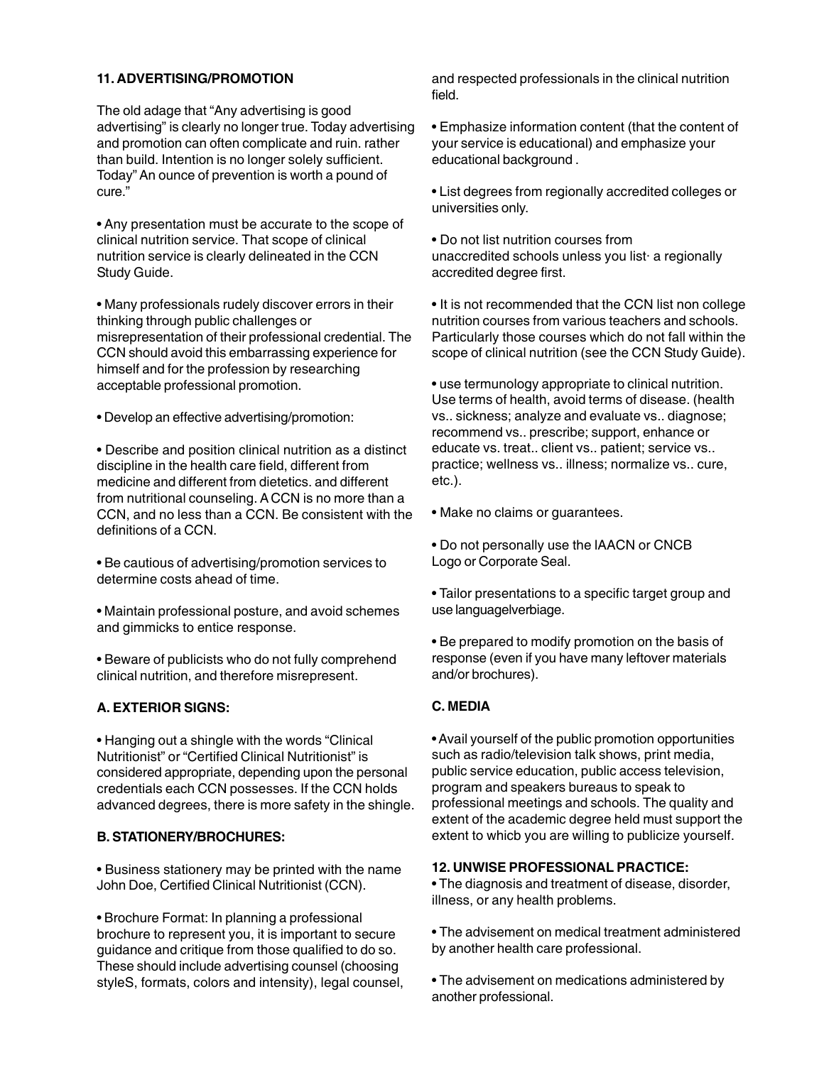## 11. ADVERTISING/PROMOTION

The old adage that "Any advertising is good advertising" is clearly no longer true. Today advertising and promotion can often complicate and ruin. rather than build. Intention is no longer solely sufficient. Today" An ounce of prevention is worth a pound of cure."

- Any presentation must be accurate to the scope of clinical nutrition service. That scope of clinical nutrition service is clearly delineated in the CCN Study Guide.
- Many professionals rudely discover errors in their thinking through public challenges or misrepresentation of their professional credential. The CCN should avoid this embarrassing experience for himself and for the profession by researching acceptable professional promotion.
- Develop an effective advertising/promotion:
- Describe and position clinical nutrition as a distinct discipline in the health care field, different from medicine and different from dietetics. and different from nutritional counseling. A CCN is no more than a CCN, and no less than a CCN. Be consistent with the definitions of a CCN.
- Be cautious of advertising/promotion services to determine costs ahead of time.
- Maintain professional posture, and avoid schemes and gimmicks to entice response.
- Beware of publicists who do not fully comprehend clinical nutrition, and therefore misrepresent.

### A. EXTERIOR SIGNS:

- Hanging out a shingle with the words "Clinical Nutritionist" or "Certified Clinical Nutritionist" is considered appropriate, depending upon the personal credentials each CCN possesses. If the CCN holds advanced degrees, there is more safety in the shingle.

### B. STATIONERY/BROCHURES:

- Business stationery may be printed with the name John Doe, Certified Clinical Nutritionist (CCN).
- Brochure Format: In planning a professional brochure to represent you, it is important to secure guidance and critique from those qualified to do so. These should include advertising counsel (choosing styleS, formats, colors and intensity), legal counsel, and respected professionals in the clinical nutrition field.
- Emphasize information content (that the content of your service is educational) and emphasize your educational background .
- List degrees from regionally accredited colleges or universities only.
- Do not list nutrition courses from unaccredited schools unless you list· a regionally accredited degree first.
- It is not recommended that the CCN list non college nutrition courses from various teachers and schools. Particularly those courses which do not fall within the scope of clinical nutrition (see the CCN Study Guide).
- use termunology appropriate to clinical nutrition. Use terms of health, avoid terms of disease. (health vs.. sickness; analyze and evaluate vs.. diagnose; recommend vs.. prescribe; support, enhance or educate vs. treat.. client vs.. patient; service vs.. practice; wellness vs.. illness; normalize vs.. cure, etc.).
- Make no claims or guarantees.
- Do not personally use the IAACN or CNCB Logo or Corporate Seal.
- Tailor presentations to a specific target group and use languagelverbiage.
- Be prepared to modify promotion on the basis of response (even if you have many leftover materials and/or brochures).

### C. MEDIA

- Avail yourself of the public promotion opportunities such as radio/television talk shows, print media, public service education, public access television, program and speakers bureaus to speak to professional meetings and schools. The quality and extent of the academic degree held must support the extent to whicb you are willing to publicize yourself.

## 12. UNWISE PROFESSIONAL PRACTICE:

- The diagnosis and treatment of disease, disorder, illness, or any health problems.
- The advisement on medical treatment administered by another health care professional.
- The advisement on medications administered by another professional.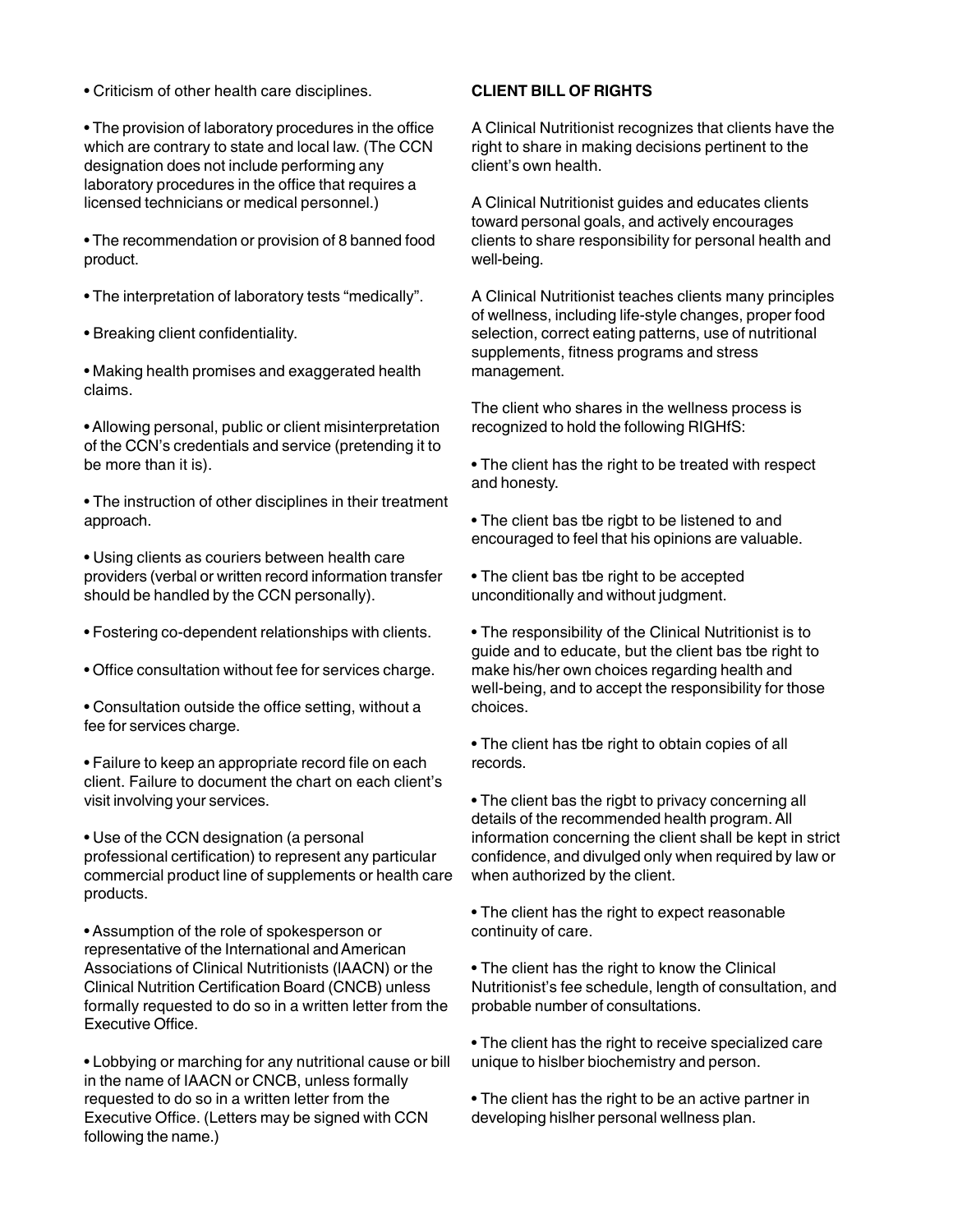- Criticism of other health care disciplines.

- The provision of laboratory procedures in the office which are contrary to state and local law. (The CCN designation does not include performing any laboratory procedures in the office that requires a licensed technicians or medical personnel.)

- The recommendation or provision of 8 banned food product.

- The interpretation of laboratory tests "medically".

- Breaking client confidentiality.

- Making health promises and exaggerated health claims.

- Allowing personal, public or client misinterpretation of the CCN's credentials and service (pretending it to be more than it is).

- The instruction of other disciplines in their treatment approach.

- Using clients as couriers between health care providers (verbal or written record information transfer should be handled by the CCN personally).

- Fostering co-dependent relationships with clients.

- Office consultation without fee for services charge.

- Consultation outside the office setting, without a fee for services charge.

- Failure to keep an appropriate record file on each client. Failure to document the chart on each client's visit involving your services.

- Use of the CCN designation (a personal professional certification) to represent any particular commercial product line of supplements or health care products.

- Assumption of the role of spokesperson or representative of the International and American Associations of Clinical Nutritionists (IAACN) or the Clinical Nutrition Certification Board (CNCB) unless formally requested to do so in a written letter from the Executive Office.

- Lobbying or marching for any nutritional cause or bill in the name of IAACN or CNCB, unless formally requested to do so in a written letter from the Executive Office. (Letters may be signed with CCN following the name.)

**CLIENT BILL OF RIGHTS**

A Clinical Nutritionist recognizes that clients have the right to share in making decisions pertinent to the client's own health.

A Clinical Nutritionist guides and educates clients toward personal goals, and actively encourages clients to share responsibility for personal health and well-being.

A Clinical Nutritionist teaches clients many principles of wellness, including life-style changes, proper food selection, correct eating patterns, use of nutritional supplements, fitness programs and stress management.

The client who shares in the wellness process is recognized to hold the following RIGHfS:

- The client has the right to be treated with respect and honesty.

- The client bas tbe rigbt to be listened to and encouraged to feel that his opinions are valuable.

- The client bas tbe right to be accepted unconditionally and without judgment.

- The responsibility of the Clinical Nutritionist is to guide and to educate, but the client bas tbe right to make his/her own choices regarding health and well-being, and to accept the responsibility for those choices.

- The client has tbe right to obtain copies of all records.

- The client bas the rigbt to privacy concerning all details of the recommended health program. All information concerning the client shall be kept in strict confidence, and divulged only when required by law or when authorized by the client.

- The client has the right to expect reasonable continuity of care.

- The client has the right to know the Clinical Nutritionist's fee schedule, length of consultation, and probable number of consultations.

- The client has the right to receive specialized care unique to hislber biochemistry and person.

- The client has the right to be an active partner in developing hislher personal wellness plan.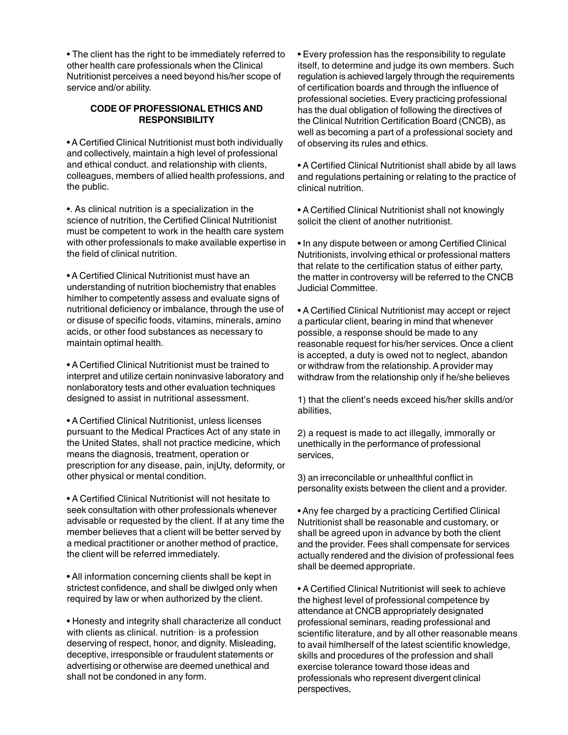• The client has the right to be immediately referred to other health care professionals when the Clinical Nutritionist perceives a need beyond his/her scope of service and/or ability.

## CODE OF PROFESSIONAL ETHICS AND RESPONSIBILITY

• A Certified Clinical Nutritionist must both individually and collectively, maintain a high level of professional and ethical conduct. and relationship with clients, colleagues, members of allied health professions, and the public.

•. As clinical nutrition is a specialization in the science of nutrition, the Certified Clinical Nutritionist must be competent to work in the health care system with other professionals to make available expertise in the field of clinical nutrition.

• A Certified Clinical Nutritionist must have an understanding of nutrition biochemistry that enables himlher to competently assess and evaluate signs of nutritional deficiency or imbalance, through the use of or disuse of specific foods, vitamins, minerals, amino acids, or other food substances as necessary to maintain optimal health.

• A Certified Clinical Nutritionist must be trained to interpret and utilize certain noninvasive laboratory and nonlaboratory tests and other evaluation techniques designed to assist in nutritional assessment.

• A Certified Clinical Nutritionist, unless licenses pursuant to the Medical Practices Act of any state in the United States, shall not practice medicine, which means the diagnosis, treatment, operation or prescription for any disease, pain, injUty, deformity, or other physical or mental condition.

• A Certified Clinical Nutritionist will not hesitate to seek consultation with other professionals whenever advisable or requested by the client. If at any time the member believes that a client will be better served by a medical practitioner or another method of practice, the client will be referred immediately.

• All information concerning clients shall be kept in strictest confidence, and shall be diwlged only when required by law or when authorized by the client.

• Honesty and integrity shall characterize all conduct with clients as clinical. nutrition· is a profession deserving of respect, honor, and dignity. Misleading, deceptive, irresponsible or fraudulent statements or advertising or otherwise are deemed unethical and shall not be condoned in any form.

• Every profession has the responsibility to regulate itself, to determine and judge its own members. Such regulation is achieved largely through the requirements of certification boards and through the influence of professional societies. Every practicing professional has the dual obligation of following the directives of the Clinical Nutrition Certification Board (CNCB), as well as becoming a part of a professional society and of observing its rules and ethics.

• A Certified Clinical Nutritionist shall abide by all laws and regulations pertaining or relating to the practice of clinical nutrition.

• A Certified Clinical Nutritionist shall not knowingly solicit the client of another nutritionist.

• In any dispute between or among Certified Clinical Nutritionists, involving ethical or professional matters that relate to the certification status of either party, the matter in controversy will be referred to the CNCB Judicial Committee.

• A Certified Clinical Nutritionist may accept or reject a particular client, bearing in mind that whenever possible, a response should be made to any reasonable request for his/her services. Once a client is accepted, a duty is owed not to neglect, abandon or withdraw from the relationship. A provider may withdraw from the relationship only if he/she believes

1) that the client's needs exceed his/her skills and/or abilities,

2) a request is made to act illegally, immorally or unethically in the performance of professional services,

3) an irreconcilable or unhealthful conflict in personality exists between the client and a provider.

• Any fee charged by a practicing Certified Clinical Nutritionist shall be reasonable and customary, or shall be agreed upon in advance by both the client and the provider. Fees shall compensate for services actually rendered and the division of professional fees shall be deemed appropriate.

• A Certified Clinical Nutritionist will seek to achieve the highest level of professional competence by attendance at CNCB appropriately designated professional seminars, reading professional and scientific literature, and by all other reasonable means to avail himlherself of the latest scientific knowledge, skills and procedures of the profession and shall exercise tolerance toward those ideas and professionals who represent divergent clinical perspectives,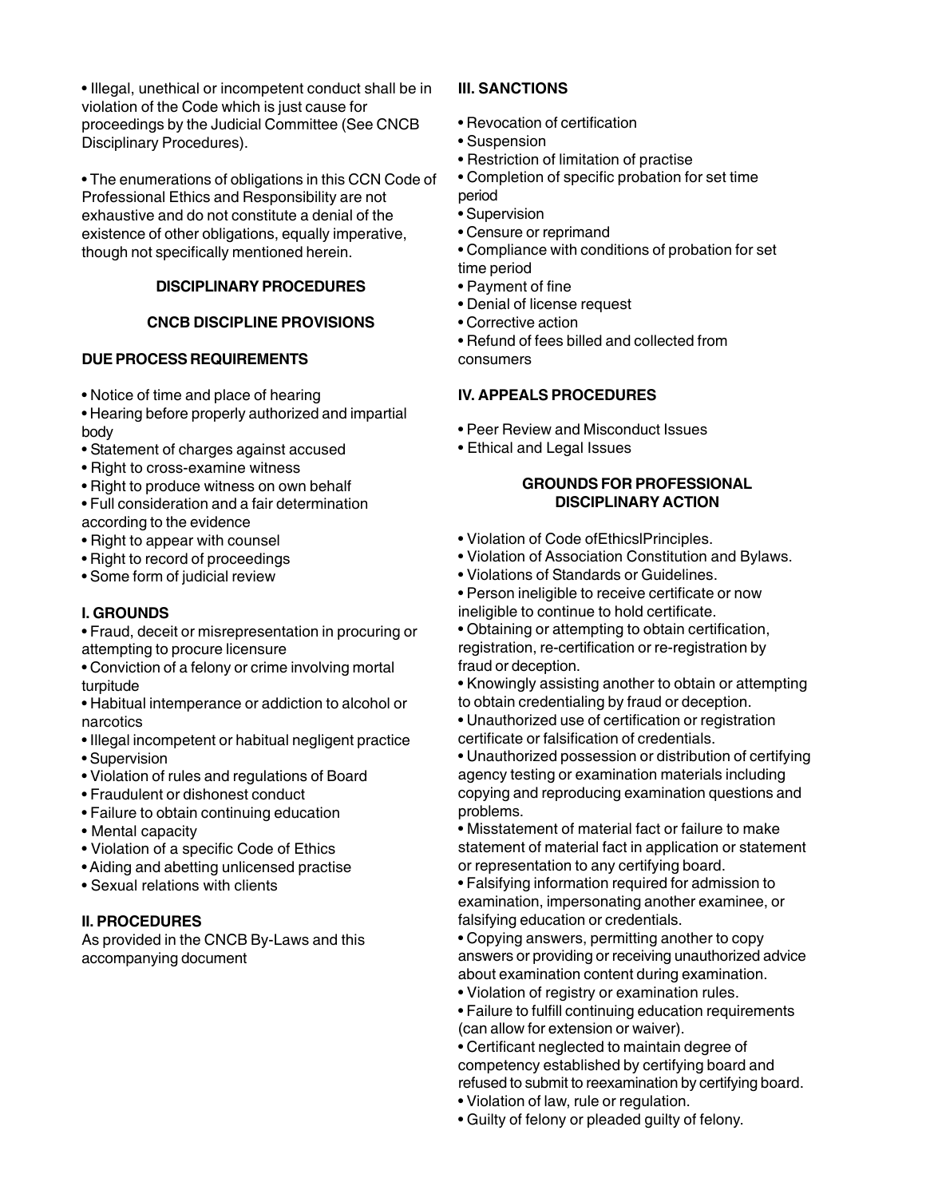• Illegal, unethical or incompetent conduct shall be in violation of the Code which is just cause for proceedings by the Judicial Committee (See CNCB Disciplinary Procedures).

• The enumerations of obligations in this CCN Code of Professional Ethics and Responsibility are not exhaustive and do not constitute a denial of the existence of other obligations, equally imperative, though not specifically mentioned herein.

## DISCIPLINARY PROCEDURES

## CNCB DISCIPLINE PROVISIONS

### DUE PROCESS REQUIREMENTS

- Notice of time and place of hearing
- Hearing before properly authorized and impartial body
- Statement of charges against accused
- Right to cross-examine witness
- Right to produce witness on own behalf
- Full consideration and a fair determination according to the evidence
- Right to appear with counsel
- Right to record of proceedings
- Some form of judicial review

### I. GROUNDS

- Fraud, deceit or misrepresentation in procuring or attempting to procure licensure
- Conviction of a felony or crime involving mortal turpitude
- Habitual intemperance or addiction to alcohol or narcotics
- Illegal incompetent or habitual negligent practice
- Supervision
- Violation of rules and regulations of Board
- Fraudulent or dishonest conduct
- Failure to obtain continuing education
- Mental capacity
- Violation of a specific Code of Ethics
- Aiding and abetting unlicensed practise
- Sexual relations with clients

### II. PROCEDURES

As provided in the CNCB By-Laws and this accompanying document

### III. SANCTIONS

- Revocation of certification
- Suspension
- Restriction of limitation of practise
- Completion of specific probation for set time period
- Supervision
- Censure or reprimand
- Compliance with conditions of probation for set time period
- Payment of fine
- Denial of license request
- Corrective action
- Refund of fees billed and collected from consumers

### IV. APPEALS PROCEDURES

- Peer Review and Misconduct Issues
- Ethical and Legal Issues

## GROUNDS FOR PROFESSIONAL DISCIPLINARY ACTION

- Violation of Code ofEthicslPrinciples.
- Violation of Association Constitution and Bylaws.
- Violations of Standards or Guidelines.
- Person ineligible to receive certificate or now ineligible to continue to hold certificate.
- Obtaining or attempting to obtain certification, registration, re-certification or re-registration by fraud or deception.
- Knowingly assisting another to obtain or attempting to obtain credentialing by fraud or deception.
- Unauthorized use of certification or registration certificate or falsification of credentials.
- Unauthorized possession or distribution of certifying agency testing or examination materials including copying and reproducing examination questions and problems.
- Misstatement of material fact or failure to make statement of material fact in application or statement or representation to any certifying board.
- Falsifying information required for admission to examination, impersonating another examinee, or falsifying education or credentials.
- Copying answers, permitting another to copy answers or providing or receiving unauthorized advice about examination content during examination.
- Violation of registry or examination rules.
- Failure to fulfill continuing education requirements (can allow for extension or waiver).
- Certificant neglected to maintain degree of competency established by certifying board and refused to submit to reexamination by certifying board.
- Violation of law, rule or regulation.
- Guilty of felony or pleaded guilty of felony.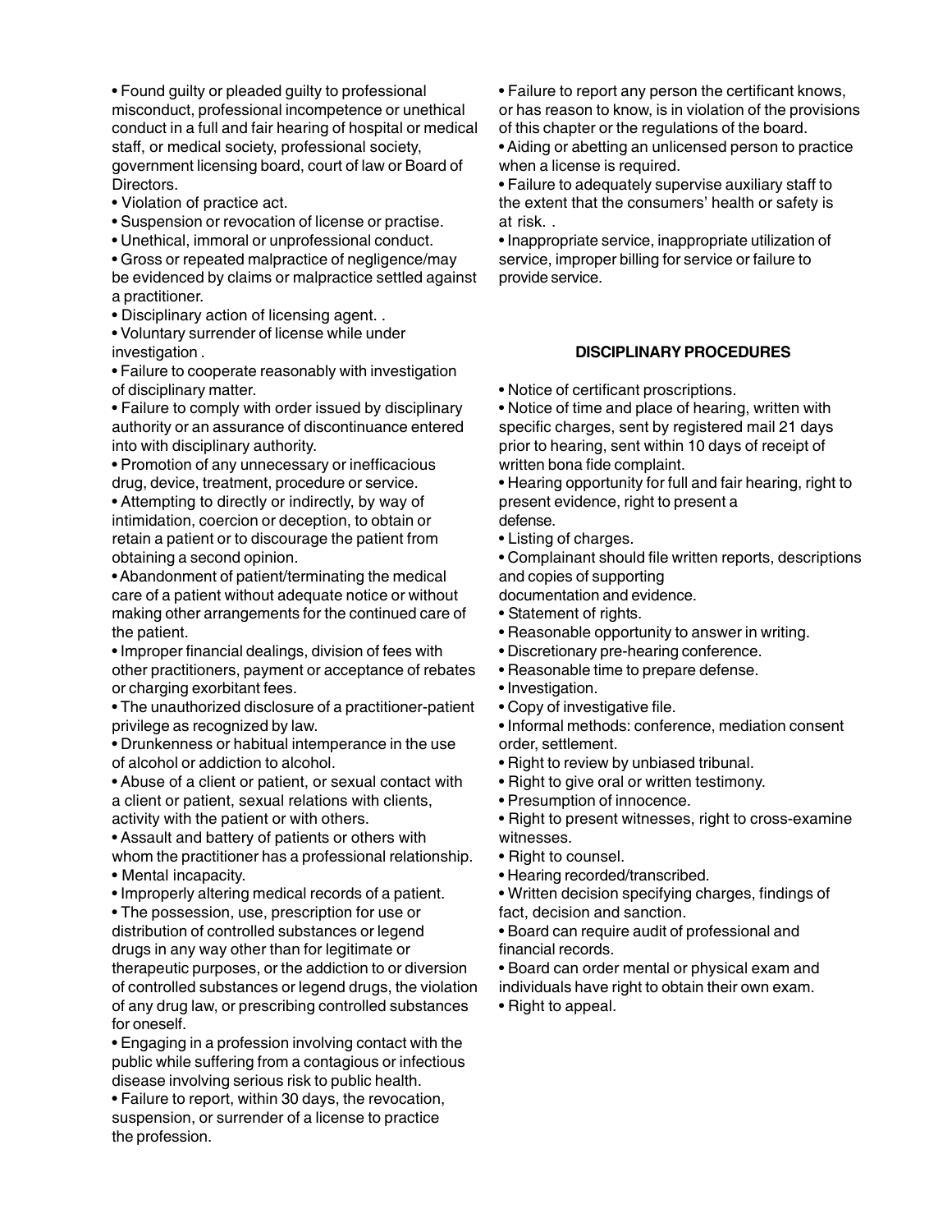- Found guilty or pleaded guilty to professional misconduct, professional incompetence or unethical conduct in a full and fair hearing of hospital or medical staff, or medical society, professional society, government licensing board, court of law or Board of Directors.
- Violation of practice act.
- Suspension or revocation of license or practise.
- Unethical, immoral or unprofessional conduct.
- Gross or repeated malpractice of negligence/may be evidenced by claims or malpractice settled against a practitioner.
- Disciplinary action of licensing agent. .
- Voluntary surrender of license while under investigation .
- Failure to cooperate reasonably with investigation of disciplinary matter.
- Failure to comply with order issued by disciplinary authority or an assurance of discontinuance entered into with disciplinary authority.
- Promotion of any unnecessary or inefficacious drug, device, treatment, procedure or service.
- Attempting to directly or indirectly, by way of intimidation, coercion or deception, to obtain or retain a patient or to discourage the patient from obtaining a second opinion.
- Abandonment of patient/terminating the medical care of a patient without adequate notice or without making other arrangements for the continued care of the patient.
- Improper financial dealings, division of fees with other practitioners, payment or acceptance of rebates or charging exorbitant fees.
- The unauthorized disclosure of a practitioner-patient privilege as recognized by law.
- Drunkenness or habitual intemperance in the use of alcohol or addiction to alcohol.
- Abuse of a client or patient, or sexual contact with a client or patient, sexual relations with clients, activity with the patient or with others.
- Assault and battery of patients or others with whom the practitioner has a professional relationship.
- Mental incapacity.
- Improperly altering medical records of a patient.
- The possession, use, prescription for use or distribution of controlled substances or legend drugs in any way other than for legitimate or therapeutic purposes, or the addiction to or diversion of controlled substances or legend drugs, the violation of any drug law, or prescribing controlled substances for oneself.
- Engaging in a profession involving contact with the public while suffering from a contagious or infectious disease involving serious risk to public health.
- Failure to report, within 30 days, the revocation, suspension, or surrender of a license to practice the profession.
- Failure to report any person the certificant knows, or has reason to know, is in violation of the provisions of this chapter or the regulations of the board.
- Aiding or abetting an unlicensed person to practice when a license is required.
- Failure to adequately supervise auxiliary staff to the extent that the consumers' health or safety is at risk. .
- Inappropriate service, inappropriate utilization of service, improper billing for service or failure to provide service.

### DISCIPLINARY PROCEDURES

- Notice of certificant proscriptions.
- Notice of time and place of hearing, written with specific charges, sent by registered mail 21 days prior to hearing, sent within 10 days of receipt of written bona fide complaint.
- Hearing opportunity for full and fair hearing, right to present evidence, right to present a defense.
- Listing of charges.
- Complainant should file written reports, descriptions and copies of supporting documentation and evidence.
- Statement of rights.
- Reasonable opportunity to answer in writing.
- Discretionary pre-hearing conference.
- Reasonable time to prepare defense.
- Investigation.
- Copy of investigative file.
- Informal methods: conference, mediation consent order, settlement.
- Right to review by unbiased tribunal.
- Right to give oral or written testimony.
- Presumption of innocence.
- Right to present witnesses, right to cross-examine witnesses.
- Right to counsel.
- Hearing recorded/transcribed.
- Written decision specifying charges, findings of fact, decision and sanction.
- Board can require audit of professional and financial records.
- Board can order mental or physical exam and individuals have right to obtain their own exam.
- Right to appeal.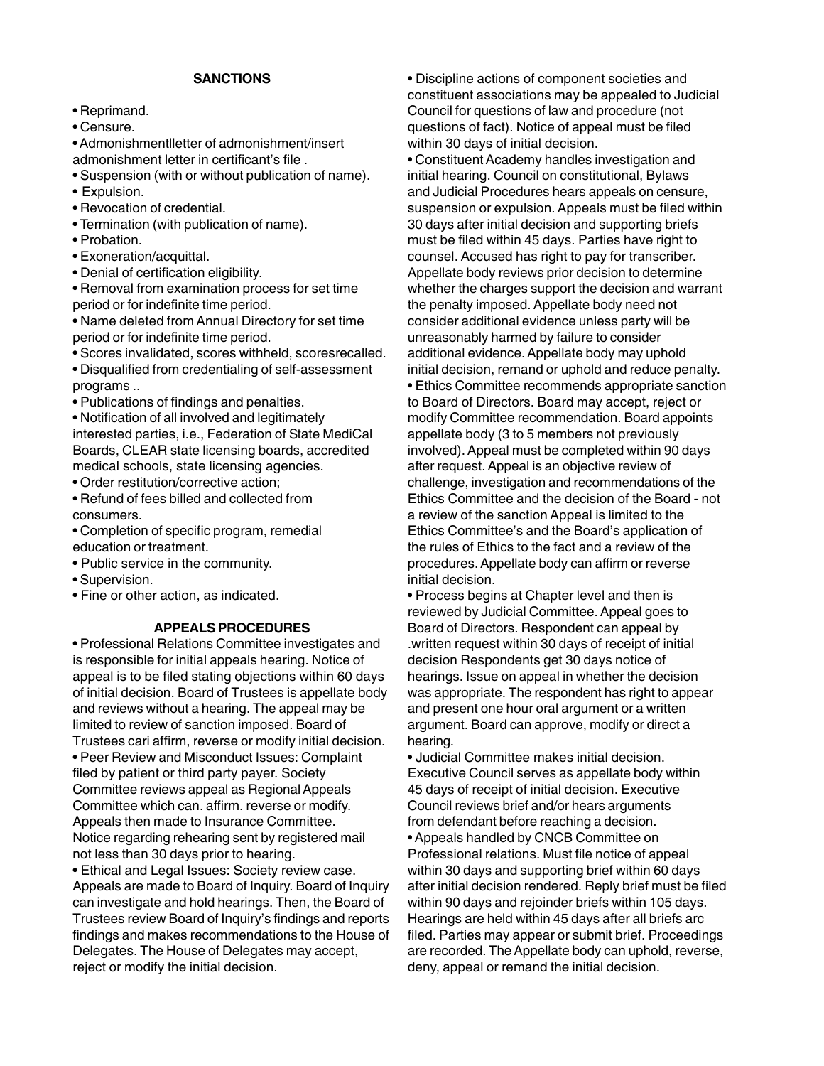## SANCTIONS

- Reprimand.
- Censure.
- Admonishmentlletter of admonishment/insert admonishment letter in certificant's file .
- Suspension (with or without publication of name).
- Expulsion.
- Revocation of credential.
- Termination (with publication of name).
- Probation.
- Exoneration/acquittal.
- Denial of certification eligibility.
- Removal from examination process for set time period or for indefinite time period.
- Name deleted from Annual Directory for set time period or for indefinite time period.
- Scores invalidated, scores withheld, scoresrecalled.
- Disqualified from credentialing of self-assessment programs ..
- Publications of findings and penalties.
- Notification of all involved and legitimately interested parties, i.e., Federation of State MediCal Boards, CLEAR state licensing boards, accredited medical schools, state licensing agencies.
- Order restitution/corrective action;
- Refund of fees billed and collected from consumers.
- Completion of specific program, remedial education or treatment.
- Public service in the community.
- Supervision.
- Fine or other action, as indicated.

## APPEALS PROCEDURES

- Professional Relations Committee investigates and is responsible for initial appeals hearing. Notice of appeal is to be filed stating objections within 60 days of initial decision. Board of Trustees is appellate body and reviews without a hearing. The appeal may be limited to review of sanction imposed. Board of Trustees cari affirm, reverse or modify initial decision.
- Peer Review and Misconduct Issues: Complaint filed by patient or third party payer. Society Committee reviews appeal as Regional Appeals Committee which can. affirm. reverse or modify. Appeals then made to Insurance Committee. Notice regarding rehearing sent by registered mail not less than 30 days prior to hearing.
- Ethical and Legal Issues: Society review case. Appeals are made to Board of Inquiry. Board of Inquiry can investigate and hold hearings. Then, the Board of Trustees review Board of Inquiry's findings and reports findings and makes recommendations to the House of Delegates. The House of Delegates may accept, reject or modify the initial decision.
- Discipline actions of component societies and constituent associations may be appealed to Judicial Council for questions of law and procedure (not questions of fact). Notice of appeal must be filed within 30 days of initial decision.
- Constituent Academy handles investigation and initial hearing. Council on constitutional, Bylaws and Judicial Procedures hears appeals on censure, suspension or expulsion. Appeals must be filed within 30 days after initial decision and supporting briefs must be filed within 45 days. Parties have right to counsel. Accused has right to pay for transcriber. Appellate body reviews prior decision to determine whether the charges support the decision and warrant the penalty imposed. Appellate body need not consider additional evidence unless party will be unreasonably harmed by failure to consider additional evidence. Appellate body may uphold initial decision, remand or uphold and reduce penalty.
- Ethics Committee recommends appropriate sanction to Board of Directors. Board may accept, reject or modify Committee recommendation. Board appoints appellate body (3 to 5 members not previously involved). Appeal must be completed within 90 days after request. Appeal is an objective review of challenge, investigation and recommendations of the Ethics Committee and the decision of the Board - not a review of the sanction Appeal is limited to the Ethics Committee's and the Board's application of the rules of Ethics to the fact and a review of the procedures. Appellate body can affirm or reverse initial decision.
- Process begins at Chapter level and then is reviewed by Judicial Committee. Appeal goes to Board of Directors. Respondent can appeal by .written request within 30 days of receipt of initial decision Respondents get 30 days notice of hearings. Issue on appeal in whether the decision was appropriate. The respondent has right to appear and present one hour oral argument or a written argument. Board can approve, modify or direct a hearing.
- Judicial Committee makes initial decision. Executive Council serves as appellate body within 45 days of receipt of initial decision. Executive Council reviews brief and/or hears arguments from defendant before reaching a decision.
- Appeals handled by CNCB Committee on Professional relations. Must file notice of appeal within 30 days and supporting brief within 60 days after initial decision rendered. Reply brief must be filed within 90 days and rejoinder briefs within 105 days. Hearings are held within 45 days after all briefs arc filed. Parties may appear or submit brief. Proceedings are recorded. The Appellate body can uphold, reverse, deny, appeal or remand the initial decision.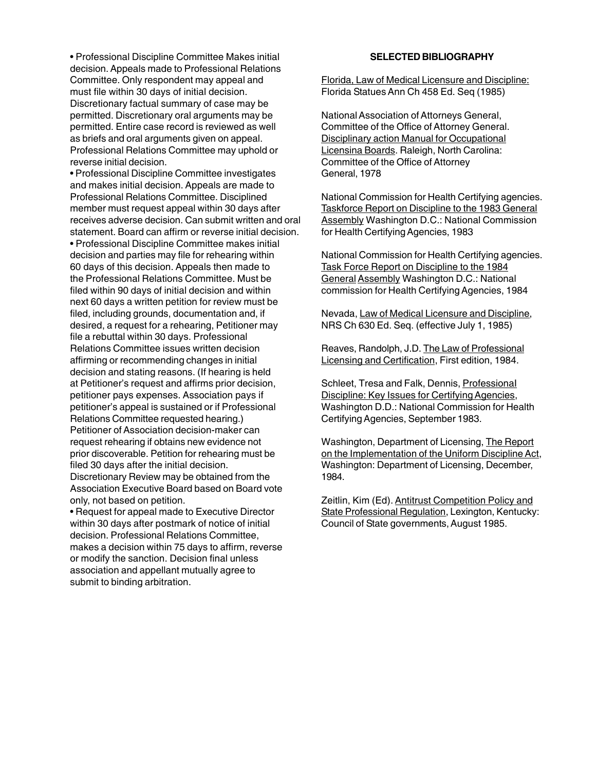- Professional Discipline Committee Makes initial decision. Appeals made to Professional Relations Committee. Only respondent may appeal and must file within 30 days of initial decision. Discretionary factual summary of case may be permitted. Discretionary oral arguments may be permitted. Entire case record is reviewed as well as briefs and oral arguments given on appeal. Professional Relations Committee may uphold or reverse initial decision.
- Professional Discipline Committee investigates and makes initial decision. Appeals are made to Professional Relations Committee. Disciplined member must request appeal within 30 days after receives adverse decision. Can submit written and oral statement. Board can affirm or reverse initial decision.
- Professional Discipline Committee makes initial decision and parties may file for rehearing within 60 days of this decision. Appeals then made to the Professional Relations Committee. Must be filed within 90 days of initial decision and within next 60 days a written petition for review must be filed, including grounds, documentation and, if desired, a request for a rehearing, Petitioner may file a rebuttal within 30 days. Professional Relations Committee issues written decision affirming or recommending changes in initial decision and stating reasons. (If hearing is held at Petitioner's request and affirms prior decision, petitioner pays expenses. Association pays if petitioner's appeal is sustained or if Professional Relations Committee requested hearing.) Petitioner of Association decision-maker can request rehearing if obtains new evidence not prior discoverable. Petition for rehearing must be filed 30 days after the initial decision. Discretionary Review may be obtained from the Association Executive Board based on Board vote only, not based on petition.
- Request for appeal made to Executive Director within 30 days after postmark of notice of initial decision. Professional Relations Committee, makes a decision within 75 days to affirm, reverse or modify the sanction. Decision final unless association and appellant mutually agree to submit to binding arbitration.

## SELECTED BIBLIOGRAPHY

Florida, Law of Medical Licensure and Discipline: Florida Statues Ann Ch 458 Ed. Seq (1985)

National Association of Attorneys General, Committee of the Office of Attorney General. Disciplinary action Manual for Occupational Licensina Boards. Raleigh, North Carolina: Committee of the Office of Attorney General, 1978

National Commission for Health Certifying agencies. Taskforce Report on Discipline to the 1983 General Assembly Washington D.C.: National Commission for Health Certifying Agencies, 1983

National Commission for Health Certifying agencies. Task Force Report on Discipline to the 1984 General Assembly Washington D.C.: National commission for Health Certifying Agencies, 1984

Nevada, Law of Medical Licensure and Discipline, NRS Ch 630 Ed. Seq. (effective July 1, 1985)

Reaves, Randolph, J.D. The Law of Professional Licensing and Certification, First edition, 1984.

Schleet, Tresa and Falk, Dennis, Professional Discipline: Key Issues for Certifying Agencies, Washington D.D.: National Commission for Health Certifying Agencies, September 1983.

Washington, Department of Licensing, The Report on the Implementation of the Uniform Discipline Act, Washington: Department of Licensing, December, 1984.

Zeitlin, Kim (Ed). Antitrust Competition Policy and State Professional Regulation, Lexington, Kentucky: Council of State governments, August 1985.